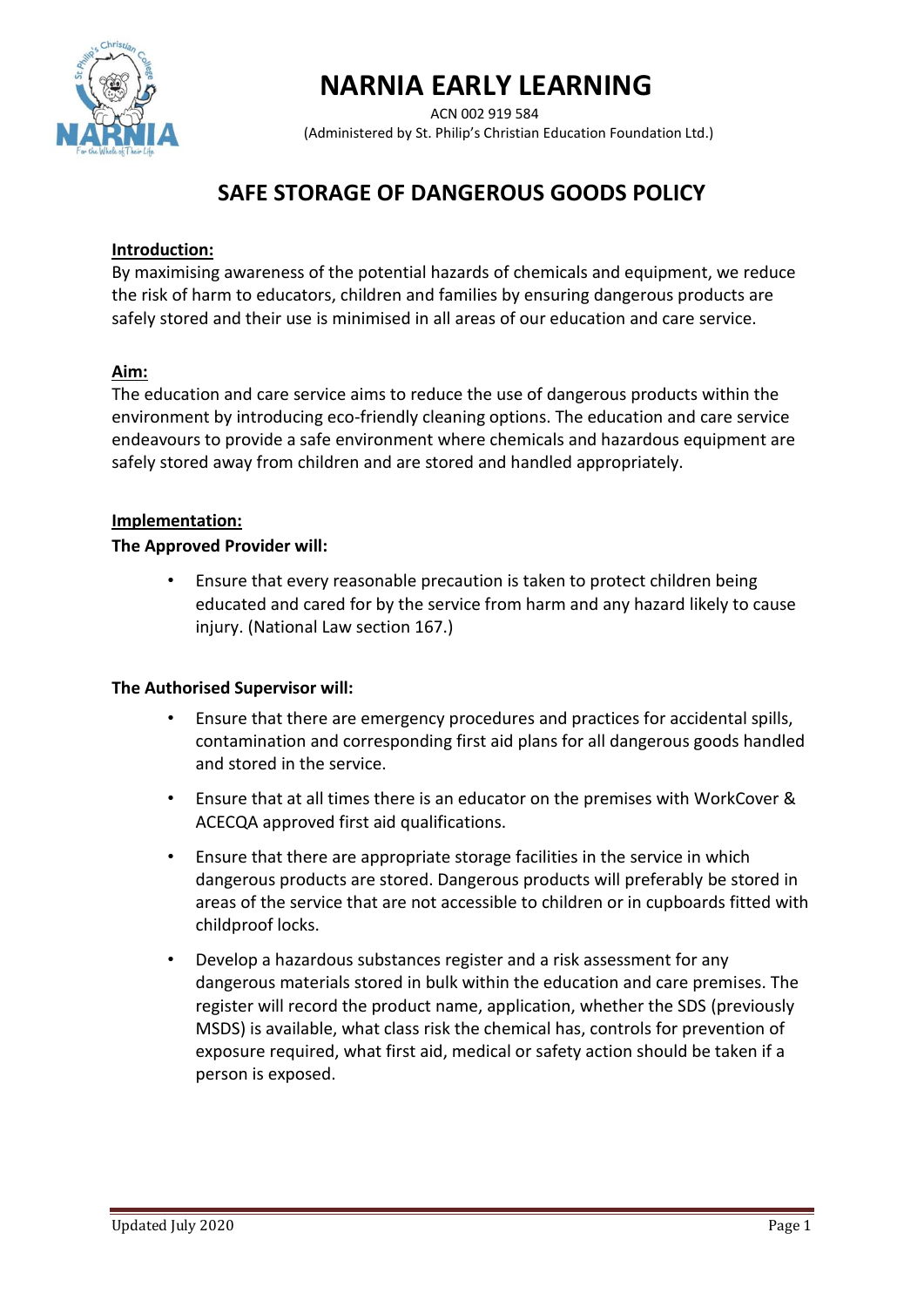# NARNIA EARLY LEARNING

ACN 002 919 584

(Administered by St. Philip's Christian Education Foundation Ltd.)

## SAFE STORAGE OF DANGEROUS GOODS POLICY

**Introduction:**

By maximising awareness of the potential hazards of chemicals and equipment, we reduce the risk of harm to educators, children and families by ensuring dangerous products are safely stored and their use is minimised in all areas of our education and care service.

**Aim:**

The education and care service aims to reduce the use of dangerous products within the environment by introducing eco-friendly cleaning options. The education and care service endeavours to provide a safe environment where chemicals and hazardous equipment are safely stored away from children and are stored and handled appropriately.

**Implementation:**

**The Approved Provider will:**

- Ensure that every reasonable precaution is taken to protect children being educated and cared for by the service from harm and any hazard likely to cause injury. (National Law section 167.)

**The Authorised Supervisor will:**

- Ensure that there are emergency procedures and practices for accidental spills, contamination and corresponding first aid plans for all dangerous goods handled and stored in the service.
- Ensure that at all times there is an educator on the premises with WorkCover & ACECQA approved first aid qualifications.
- Ensure that there are appropriate storage facilities in the service in which dangerous products are stored. Dangerous products will preferably be stored in areas of the service that are not accessible to children or in cupboards fitted with childproof locks.
- Develop a hazardous substances register and a risk assessment for any dangerous materials stored in bulk within the education and care premises. The register will record the product name, application, whether the SDS (previously MSDS) is available, what class risk the chemical has, controls for prevention of exposure required, what first aid, medical or safety action should be taken if a person is exposed.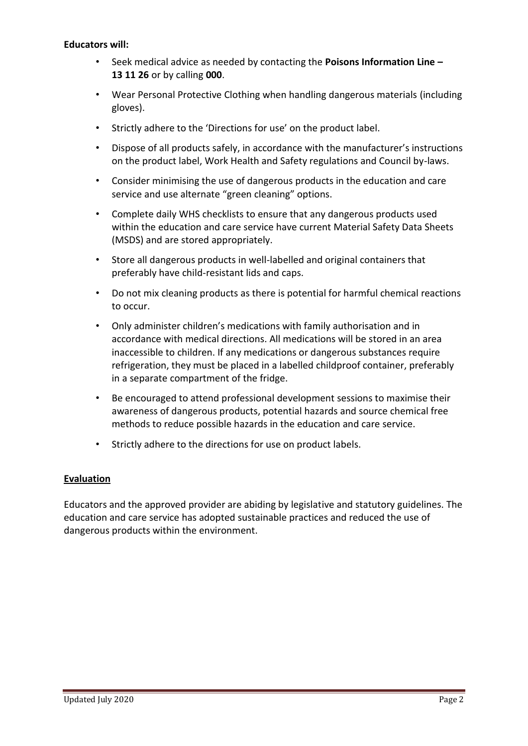**Educators will:**

- Seek medical advice as needed by contacting the **Poisons Information Line – 13 11 26** or by calling **000**.
- Wear Personal Protective Clothing when handling dangerous materials (including gloves).
- Strictly adhere to the 'Directions for use' on the product label.
- Dispose of all products safely, in accordance with the manufacturer's instructions on the product label, Work Health and Safety regulations and Council by-laws.
- Consider minimising the use of dangerous products in the education and care service and use alternate "green cleaning" options.
- Complete daily WHS checklists to ensure that any dangerous products used within the education and care service have current Material Safety Data Sheets (MSDS) and are stored appropriately.
- Store all dangerous products in well-labelled and original containers that preferably have child-resistant lids and caps.
- Do not mix cleaning products as there is potential for harmful chemical reactions to occur.
- Only administer children's medications with family authorisation and in accordance with medical directions. All medications will be stored in an area inaccessible to children. If any medications or dangerous substances require refrigeration, they must be placed in a labelled childproof container, preferably in a separate compartment of the fridge.
- Be encouraged to attend professional development sessions to maximise their awareness of dangerous products, potential hazards and source chemical free methods to reduce possible hazards in the education and care service.
- Strictly adhere to the directions for use on product labels.

## Evaluation

Educators and the approved provider are abiding by legislative and statutory guidelines. The education and care service has adopted sustainable practices and reduced the use of dangerous products within the environment.